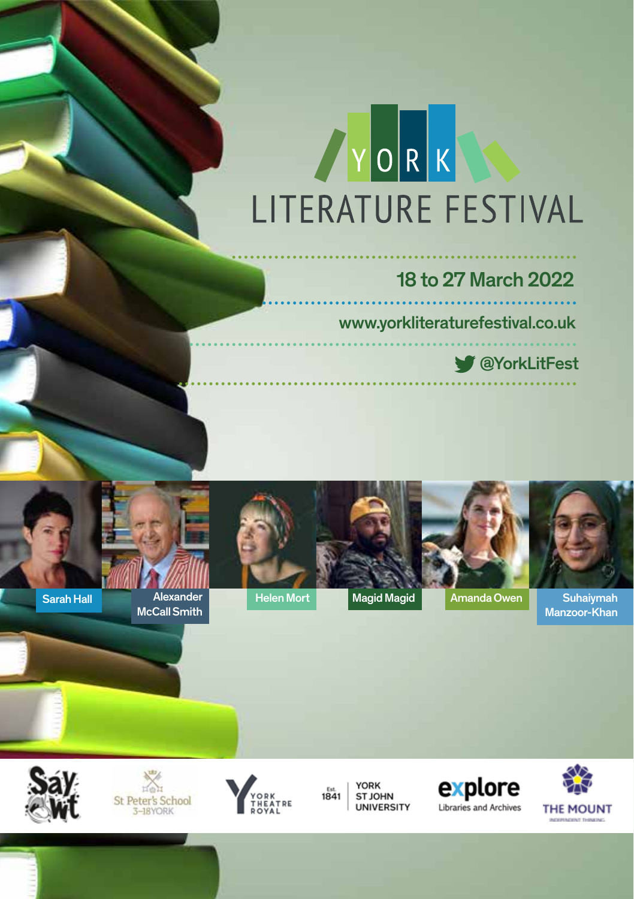# YORK LITERATURE FESTIVAL

## 18 to 27 March 2022

www.yorkliteraturefestival.co.uk

@YorkLitFest

Sarah Hall

Alexander McCall Smith

Helen Mort

Magid Magid

Amanda Owen

Suhaiymah Manzoor-Khan

Say Owt

St Peter's School 3–18 YORK

YORK THEATRE ROYAL

Est. 1841 YORK ST JOHN UNIVERSITY

explore Libraries and Archives

THE MOUNT INDEPENDENT THINKING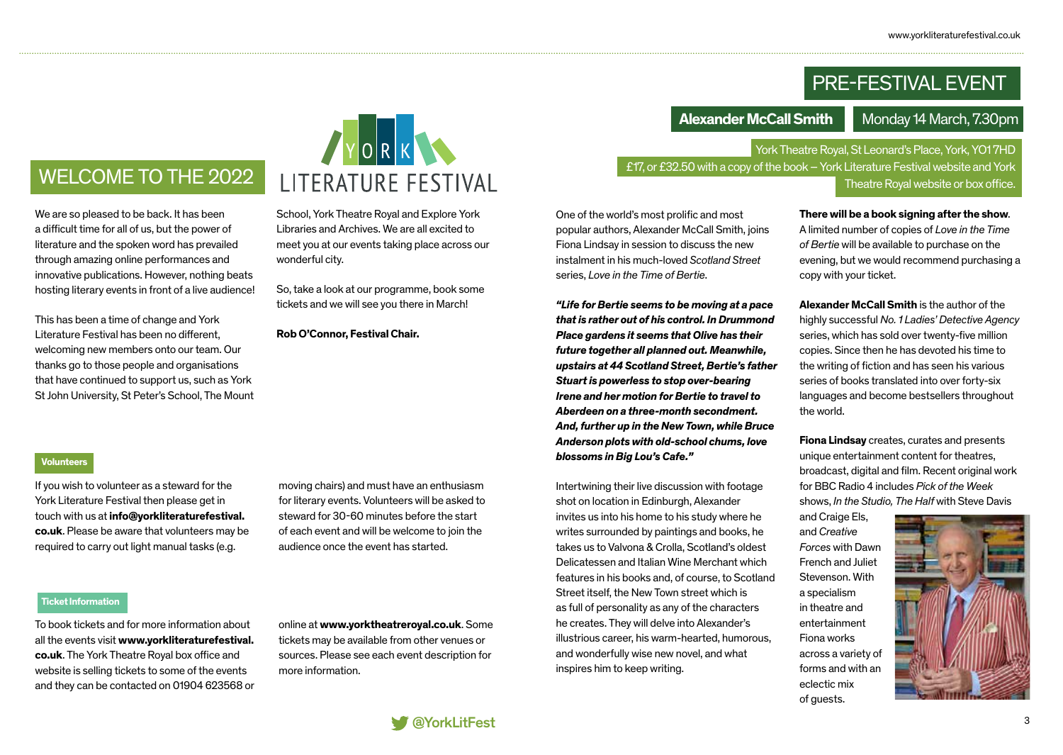# WELCOME TO THE 2022 YORK LITERATURE FESTIVAL

We are so pleased to be back. It has been a difficult time for all of us, but the power of literature and the spoken word has prevailed through amazing online performances and innovative publications. However, nothing beats hosting literary events in front of a live audience!

This has been a time of change and York Literature Festival has been no different, welcoming new members onto our team. Our thanks go to those people and organisations that have continued to support us, such as York St John University, St Peter's School, The Mount School, York Theatre Royal and Explore York Libraries and Archives. We are all excited to meet you at our events taking place across our wonderful city.

So, take a look at our programme, book some tickets and we will see you there in March!

**Rob O'Connor, Festival Chair.**

### Volunteers

If you wish to volunteer as a steward for the York Literature Festival then please get in touch with us at **info@yorkliteraturefestival.co.uk**. Please be aware that volunteers may be required to carry out light manual tasks (e.g. moving chairs) and must have an enthusiasm for literary events. Volunteers will be asked to steward for 30-60 minutes before the start of each event and will be welcome to join the audience once the event has started.

### Ticket Information

To book tickets and for more information about all the events visit **www.yorkliteraturefestival.co.uk**. The York Theatre Royal box office and website is selling tickets to some of the events and they can be contacted on 01904 623568 or online at **www.yorktheatreroyal.co.uk**. Some tickets may be available from other venues or sources. Please see each event description for more information.

@YorkLitFest

# PRE-FESTIVAL EVENT

## Alexander McCall Smith

Monday 14 March, 7.30pm

York Theatre Royal, St Leonard's Place, York, YO1 7HD

£17, or £32.50 with a copy of the book – York Literature Festival website and York Theatre Royal website or box office.

One of the world's most prolific and most popular authors, Alexander McCall Smith, joins Fiona Lindsay in session to discuss the new instalment in his much-loved *Scotland Street* series, *Love in the Time of Bertie*.

***"Life for Bertie seems to be moving at a pace that is rather out of his control. In Drummond Place gardens it seems that Olive has their future together all planned out. Meanwhile, upstairs at 44 Scotland Street, Bertie's father Stuart is powerless to stop over-bearing Irene and her motion for Bertie to travel to Aberdeen on a three-month secondment. And, further up in the New Town, while Bruce Anderson plots with old-school chums, love blossoms in Big Lou's Cafe."***

Intertwining their live discussion with footage shot on location in Edinburgh, Alexander invites us into his home to his study where he writes surrounded by paintings and books, he takes us to Valvona & Crolla, Scotland's oldest Delicatessen and Italian Wine Merchant which features in his books and, of course, to Scotland Street itself, the New Town street which is as full of personality as any of the characters he creates. They will delve into Alexander's illustrious career, his warm-hearted, humorous, and wonderfully wise new novel, and what inspires him to keep writing.

**There will be a book signing after the show**. A limited number of copies of *Love in the Time of Bertie* will be available to purchase on the evening, but we would recommend purchasing a copy with your ticket.

**Alexander McCall Smith** is the author of the highly successful *No. 1 Ladies' Detective Agency* series, which has sold over twenty-five million copies. Since then he has devoted his time to the writing of fiction and has seen his various series of books translated into over forty-six languages and become bestsellers throughout the world.

**Fiona Lindsay** creates, curates and presents unique entertainment content for theatres, broadcast, digital and film. Recent original work for BBC Radio 4 includes *Pick of the Week* shows, *In the Studio, The Half* with Steve Davis and Craige Els, and *Creative Forces* with Dawn French and Juliet Stevenson. With a specialism in theatre and entertainment Fiona works across a variety of forms and with an eclectic mix of guests.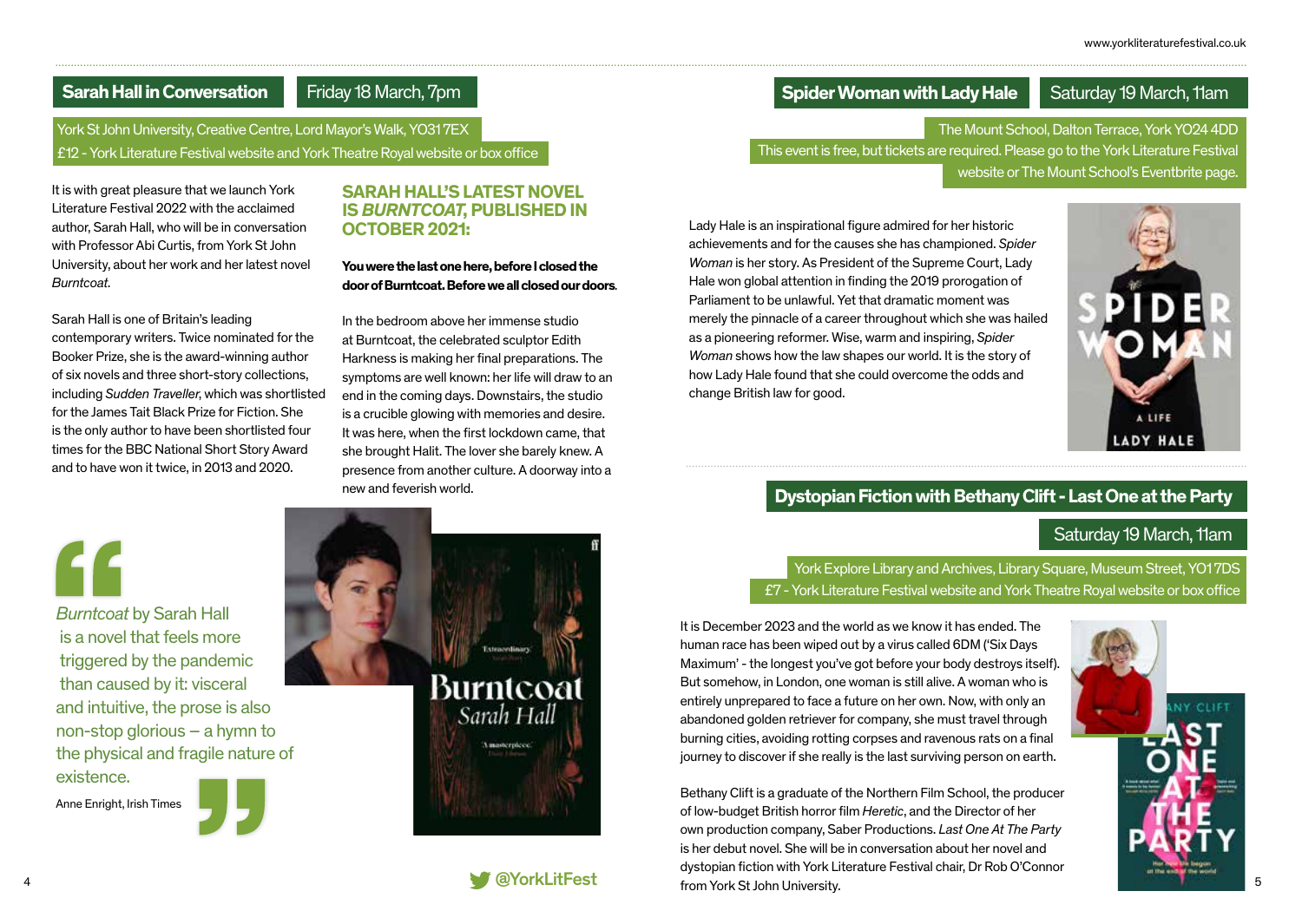## Sarah Hall in Conversation

Friday 18 March, 7pm

York St John University, Creative Centre, Lord Mayor's Walk, YO31 7EX
£12 - York Literature Festival website and York Theatre Royal website or box office

It is with great pleasure that we launch York Literature Festival 2022 with the acclaimed author, Sarah Hall, who will be in conversation with Professor Abi Curtis, from York St John University, about her work and her latest novel *Burntcoat*.

Sarah Hall is one of Britain's leading contemporary writers. Twice nominated for the Booker Prize, she is the award-winning author of six novels and three short-story collections, including *Sudden Traveller*, which was shortlisted for the James Tait Black Prize for Fiction. She is the only author to have been shortlisted four times for the BBC National Short Story Award and to have won it twice, in 2013 and 2020.

### SARAH HALL'S LATEST NOVEL IS *BURNTCOAT*, PUBLISHED IN OCTOBER 2021:

**You were the last one here, before I closed the door of Burntcoat. Before we all closed our doors.**

In the bedroom above her immense studio at Burntcoat, the celebrated sculptor Edith Harkness is making her final preparations. The symptoms are well known: her life will draw to an end in the coming days. Downstairs, the studio is a crucible glowing with memories and desire. It was here, when the first lockdown came, that she brought Halit. The lover she barely knew. A presence from another culture. A doorway into a new and feverish world.

> *Burntcoat* by Sarah Hall is a novel that feels more triggered by the pandemic than caused by it: visceral and intuitive, the prose is also non-stop glorious – a hymn to the physical and fragile nature of existence.
>
> Anne Enright, Irish Times

@YorkLitFest

## Spider Woman with Lady Hale

Saturday 19 March, 11am

The Mount School, Dalton Terrace, York YO24 4DD
This event is free, but tickets are required. Please go to the York Literature Festival website or The Mount School's Eventbrite page.

Lady Hale is an inspirational figure admired for her historic achievements and for the causes she has championed. *Spider Woman* is her story. As President of the Supreme Court, Lady Hale won global attention in finding the 2019 prorogation of Parliament to be unlawful. Yet that dramatic moment was merely the pinnacle of a career throughout which she was hailed as a pioneering reformer. Wise, warm and inspiring, *Spider Woman* shows how the law shapes our world. It is the story of how Lady Hale found that she could overcome the odds and change British law for good.

## Dystopian Fiction with Bethany Clift - Last One at the Party

Saturday 19 March, 11am

York Explore Library and Archives, Library Square, Museum Street, YO1 7DS
£7 - York Literature Festival website and York Theatre Royal website or box office

It is December 2023 and the world as we know it has ended. The human race has been wiped out by a virus called 6DM ('Six Days Maximum' - the longest you've got before your body destroys itself). But somehow, in London, one woman is still alive. A woman who is entirely unprepared to face a future on her own. Now, with only an abandoned golden retriever for company, she must travel through burning cities, avoiding rotting corpses and ravenous rats on a final journey to discover if she really is the last surviving person on earth.

Bethany Clift is a graduate of the Northern Film School, the producer of low-budget British horror film *Heretic*, and the Director of her own production company, Saber Productions. *Last One At The Party* is her debut novel. She will be in conversation about her novel and dystopian fiction with York Literature Festival chair, Dr Rob O'Connor from York St John University.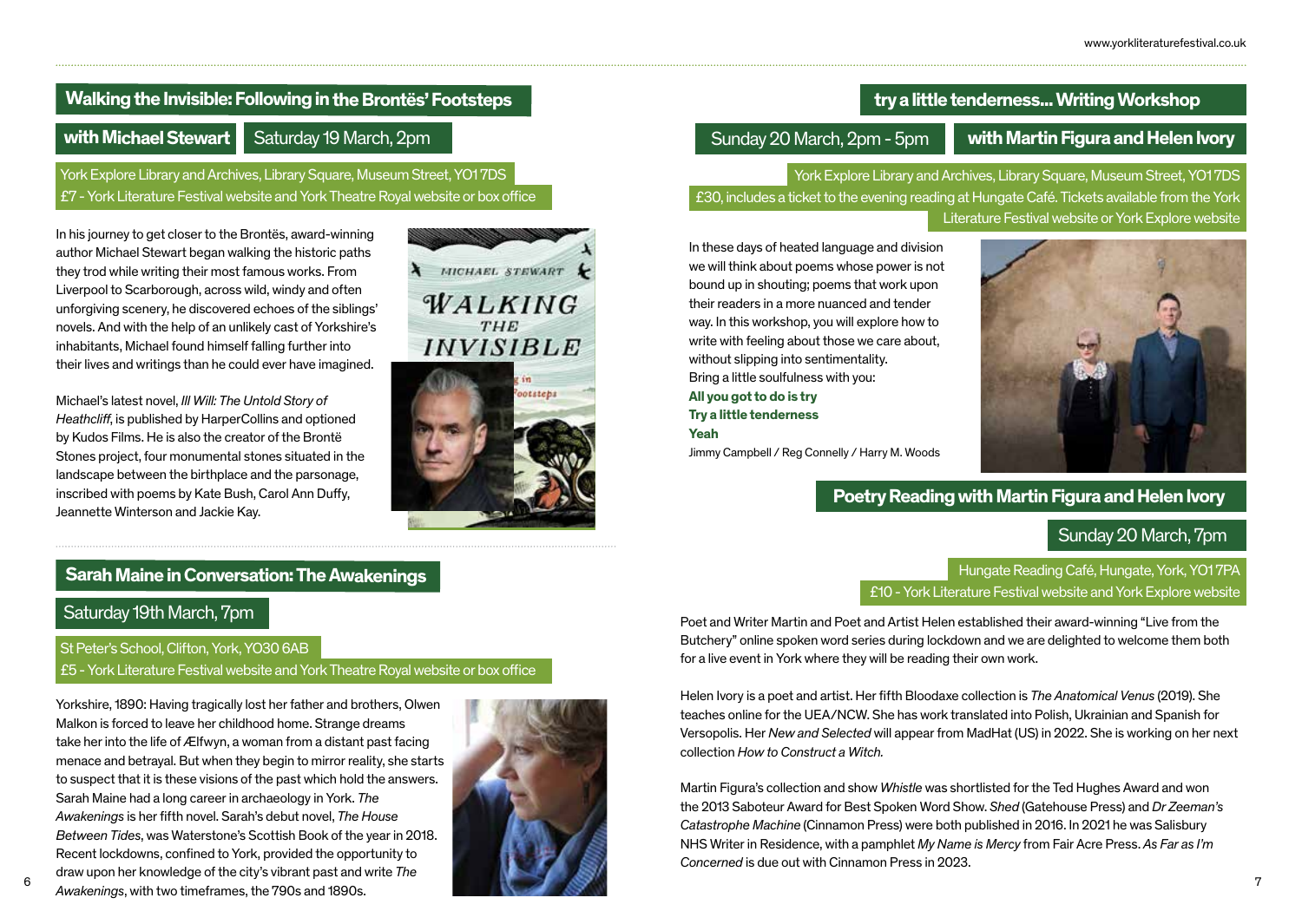## Walking the Invisible: Following in the Brontës' Footsteps

**with Michael Stewart** Saturday 19 March, 2pm

York Explore Library and Archives, Library Square, Museum Street, YO1 7DS
£7 - York Literature Festival website and York Theatre Royal website or box office

In his journey to get closer to the Brontës, award-winning author Michael Stewart began walking the historic paths they trod while writing their most famous works. From Liverpool to Scarborough, across wild, windy and often unforgiving scenery, he discovered echoes of the siblings' novels. And with the help of an unlikely cast of Yorkshire's inhabitants, Michael found himself falling further into their lives and writings than he could ever have imagined.

Michael's latest novel, *Ill Will: The Untold Story of Heathcliff*, is published by HarperCollins and optioned by Kudos Films. He is also the creator of the Brontë Stones project, four monumental stones situated in the landscape between the birthplace and the parsonage, inscribed with poems by Kate Bush, Carol Ann Duffy, Jeannette Winterson and Jackie Kay.

## Sarah Maine in Conversation: The Awakenings

Saturday 19th March, 7pm

St Peter's School, Clifton, York, YO30 6AB
£5 - York Literature Festival website and York Theatre Royal website or box office

Yorkshire, 1890: Having tragically lost her father and brothers, Olwen Malkon is forced to leave her childhood home. Strange dreams take her into the life of Ælfwyn, a woman from a distant past facing menace and betrayal. But when they begin to mirror reality, she starts to suspect that it is these visions of the past which hold the answers. Sarah Maine had a long career in archaeology in York. *The Awakenings* is her fifth novel. Sarah's debut novel, *The House Between Tides*, was Waterstone's Scottish Book of the year in 2018. Recent lockdowns, confined to York, provided the opportunity to draw upon her knowledge of the city's vibrant past and write *The Awakenings*, with two timeframes, the 790s and 1890s.

## try a little tenderness... Writing Workshop

Sunday 20 March, 2pm - 5pm **with Martin Figura and Helen Ivory**

York Explore Library and Archives, Library Square, Museum Street, YO1 7DS
£30, includes a ticket to the evening reading at Hungate Café. Tickets available from the York Literature Festival website or York Explore website

In these days of heated language and division we will think about poems whose power is not bound up in shouting; poems that work upon their readers in a more nuanced and tender way. In this workshop, you will explore how to write with feeling about those we care about, without slipping into sentimentality.
Bring a little soulfulness with you:
**All you got to do is try**
**Try a little tenderness**
**Yeah**
Jimmy Campbell / Reg Connelly / Harry M. Woods

## Poetry Reading with Martin Figura and Helen Ivory

Sunday 20 March, 7pm

Hungate Reading Café, Hungate, York, YO1 7PA
£10 - York Literature Festival website and York Explore website

Poet and Writer Martin and Poet and Artist Helen established their award-winning "Live from the Butchery" online spoken word series during lockdown and we are delighted to welcome them both for a live event in York where they will be reading their own work.

Helen Ivory is a poet and artist. Her fifth Bloodaxe collection is *The Anatomical Venus* (2019). She teaches online for the UEA/NCW. She has work translated into Polish, Ukrainian and Spanish for Versopolis. Her *New and Selected* will appear from MadHat (US) in 2022. She is working on her next collection *How to Construct a Witch.*

Martin Figura's collection and show *Whistle* was shortlisted for the Ted Hughes Award and won the 2013 Saboteur Award for Best Spoken Word Show. *Shed* (Gatehouse Press) and *Dr Zeeman's Catastrophe Machine* (Cinnamon Press) were both published in 2016. In 2021 he was Salisbury NHS Writer in Residence, with a pamphlet *My Name is Mercy* from Fair Acre Press. *As Far as I'm Concerned* is due out with Cinnamon Press in 2023.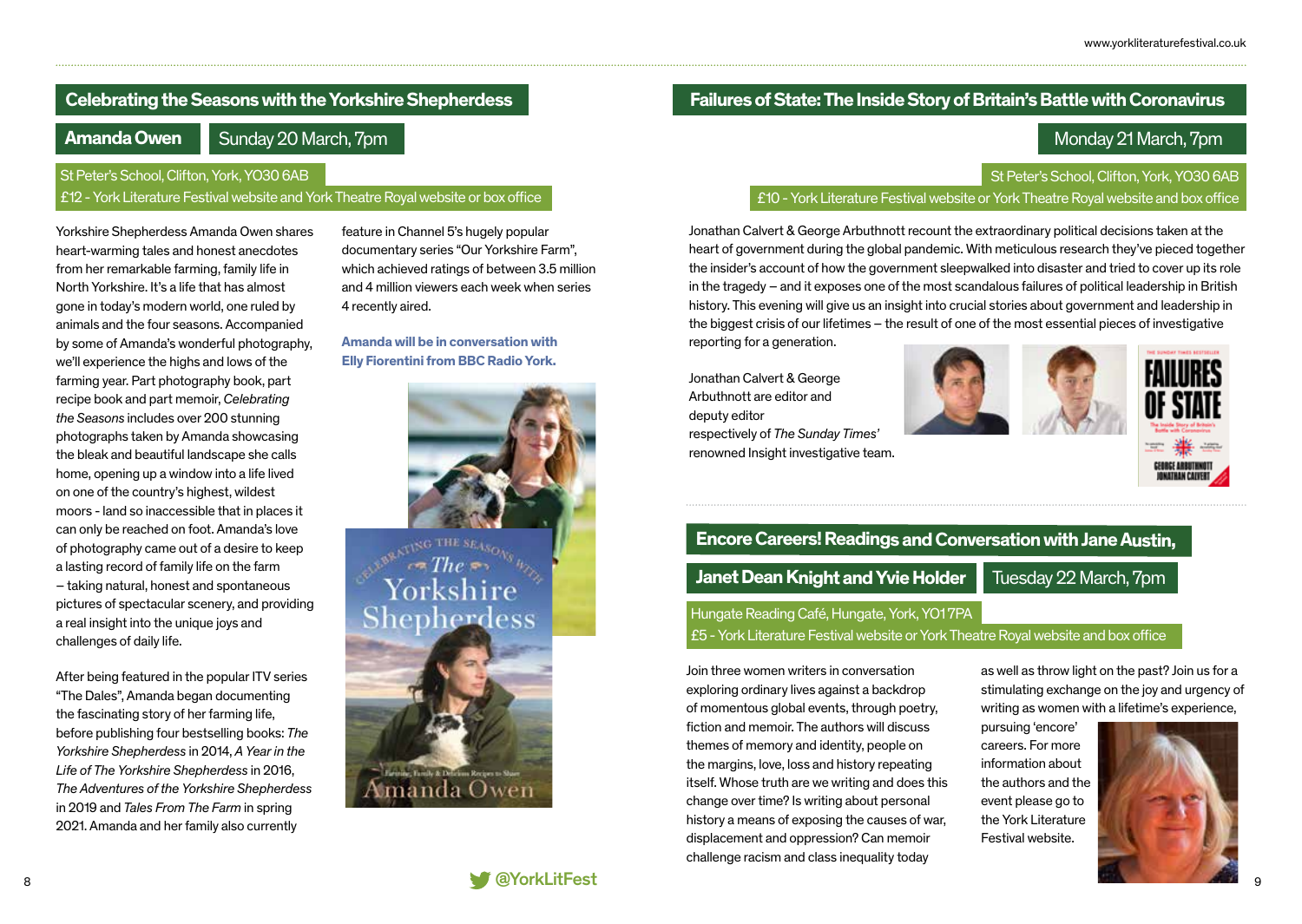## Celebrating the Seasons with the Yorkshire Shepherdess

**Amanda Owen** Sunday 20 March, 7pm

St Peter's School, Clifton, York, YO30 6AB
£12 - York Literature Festival website and York Theatre Royal website or box office

Yorkshire Shepherdess Amanda Owen shares heart-warming tales and honest anecdotes from her remarkable farming, family life in North Yorkshire. It's a life that has almost gone in today's modern world, one ruled by animals and the four seasons. Accompanied by some of Amanda's wonderful photography, we'll experience the highs and lows of the farming year. Part photography book, part recipe book and part memoir, *Celebrating the Seasons* includes over 200 stunning photographs taken by Amanda showcasing the bleak and beautiful landscape she calls home, opening up a window into a life lived on one of the country's highest, wildest moors - land so inaccessible that in places it can only be reached on foot. Amanda's love of photography came out of a desire to keep a lasting record of family life on the farm – taking natural, honest and spontaneous pictures of spectacular scenery, and providing a real insight into the unique joys and challenges of daily life.

After being featured in the popular ITV series "The Dales", Amanda began documenting the fascinating story of her farming life, before publishing four bestselling books: *The Yorkshire Shepherdess* in 2014, *A Year in the Life of The Yorkshire Shepherdess* in 2016, *The Adventures of the Yorkshire Shepherdess* in 2019 and *Tales From The Farm* in spring 2021. Amanda and her family also currently feature in Channel 5's hugely popular documentary series "Our Yorkshire Farm", which achieved ratings of between 3.5 million and 4 million viewers each week when series 4 recently aired.

**Amanda will be in conversation with Elly Fiorentini from BBC Radio York.**

## Failures of State: The Inside Story of Britain's Battle with Coronavirus

Monday 21 March, 7pm

St Peter's School, Clifton, York, YO30 6AB
£10 - York Literature Festival website or York Theatre Royal website and box office

Jonathan Calvert & George Arbuthnott recount the extraordinary political decisions taken at the heart of government during the global pandemic. With meticulous research they've pieced together the insider's account of how the government sleepwalked into disaster and tried to cover up its role in the tragedy – and it exposes one of the most scandalous failures of political leadership in British history. This evening will give us an insight into crucial stories about government and leadership in the biggest crisis of our lifetimes – the result of one of the most essential pieces of investigative reporting for a generation.

Jonathan Calvert & George Arbuthnott are editor and deputy editor respectively of *The Sunday Times'* renowned Insight investigative team.

## Encore Careers! Readings and Conversation with Jane Austin, Janet Dean Knight and Yvie Holder

Tuesday 22 March, 7pm

Hungate Reading Café, Hungate, York, YO1 7PA
£5 - York Literature Festival website or York Theatre Royal website and box office

Join three women writers in conversation exploring ordinary lives against a backdrop of momentous global events, through poetry, fiction and memoir. The authors will discuss themes of memory and identity, people on the margins, love, loss and history repeating itself. Whose truth are we writing and does this change over time? Is writing about personal history a means of exposing the causes of war, displacement and oppression? Can memoir challenge racism and class inequality today as well as throw light on the past? Join us for a stimulating exchange on the joy and urgency of writing as women with a lifetime's experience, pursuing 'encore' careers. For more information about the authors and the event please go to the York Literature Festival website.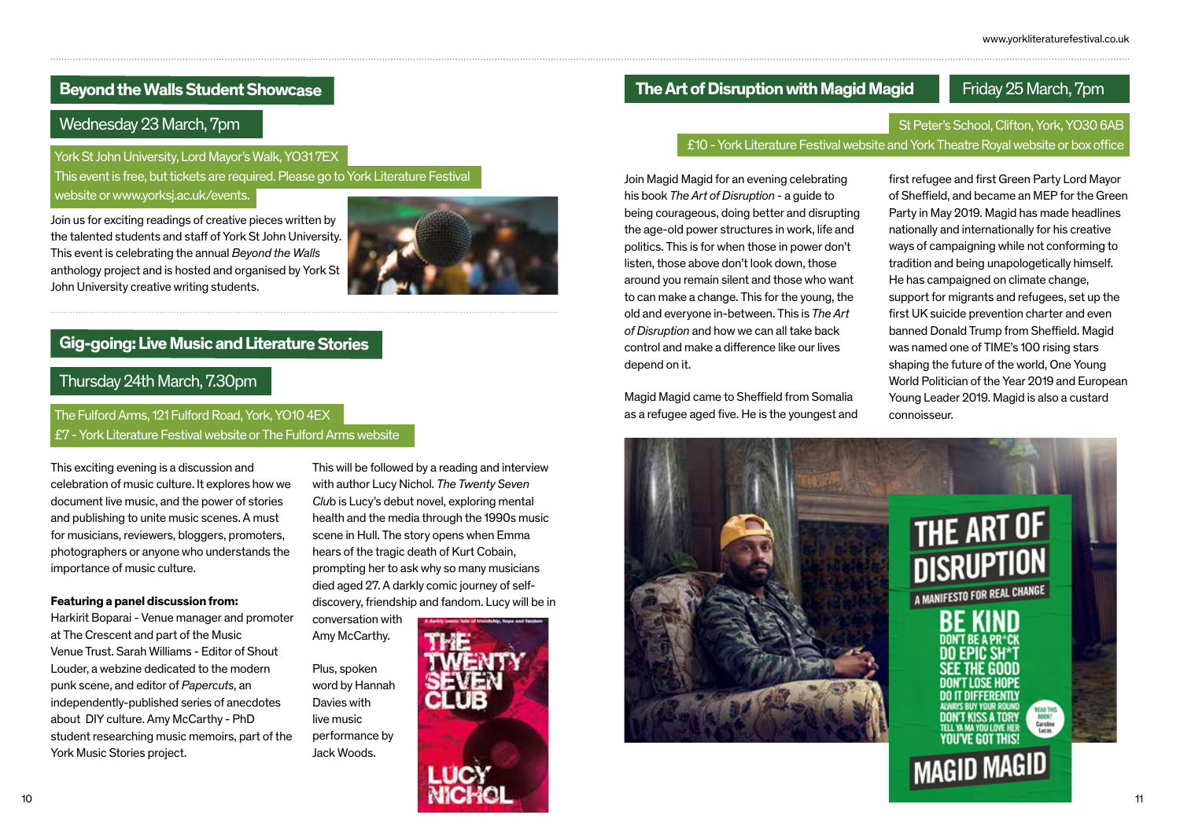## Beyond the Walls Student Showcase

Wednesday 23 March, 7pm

York St John University, Lord Mayor's Walk, YO31 7EX
This event is free, but tickets are required. Please go to York Literature Festival website or www.yorksj.ac.uk/events.

Join us for exciting readings of creative pieces written by the talented students and staff of York St John University. This event is celebrating the annual *Beyond the Walls* anthology project and is hosted and organised by York St John University creative writing students.

## Gig-going: Live Music and Literature Stories

Thursday 24th March, 7.30pm

The Fulford Arms, 121 Fulford Road, York, YO10 4EX
£7 - York Literature Festival website or The Fulford Arms website

This exciting evening is a discussion and celebration of music culture. It explores how we document live music, and the power of stories and publishing to unite music scenes. A must for musicians, reviewers, bloggers, promoters, photographers or anyone who understands the importance of music culture.

**Featuring a panel discussion from:**
Harkirit Boparai - Venue manager and promoter at The Crescent and part of the Music Venue Trust. Sarah Williams - Editor of Shout Louder, a webzine dedicated to the modern punk scene, and editor of *Papercuts*, an independently-published series of anecdotes about DIY culture. Amy McCarthy - PhD student researching music memoirs, part of the York Music Stories project.

This will be followed by a reading and interview with author Lucy Nichol. *The Twenty Seven Club* is Lucy's debut novel, exploring mental health and the media through the 1990s music scene in Hull. The story opens when Emma hears of the tragic death of Kurt Cobain, prompting her to ask why so many musicians died aged 27. A darkly comic journey of self-discovery, friendship and fandom. Lucy will be in conversation with Amy McCarthy.

Plus, spoken word by Hannah Davies with live music performance by Jack Woods.

## The Art of Disruption with Magid Magid

Friday 25 March, 7pm

St Peter's School, Clifton, York, YO30 6AB
£10 - York Literature Festival website and York Theatre Royal website or box office

Join Magid Magid for an evening celebrating his book *The Art of Disruption* - a guide to being courageous, doing better and disrupting the age-old power structures in work, life and politics. This is for when those in power don't listen, those above don't look down, those around you remain silent and those who want to can make a change. This for the young, the old and everyone in-between. This is *The Art of Disruption* and how we can all take back control and make a difference like our lives depend on it.

Magid Magid came to Sheffield from Somalia as a refugee aged five. He is the youngest and first refugee and first Green Party Lord Mayor of Sheffield, and became an MEP for the Green Party in May 2019. Magid has made headlines nationally and internationally for his creative ways of campaigning while not conforming to tradition and being unapologetically himself. He has campaigned on climate change, support for migrants and refugees, set up the first UK suicide prevention charter and even banned Donald Trump from Sheffield. Magid was named one of TIME's 100 rising stars shaping the future of the world, One Young World Politician of the Year 2019 and European Young Leader 2019. Magid is also a custard connoisseur.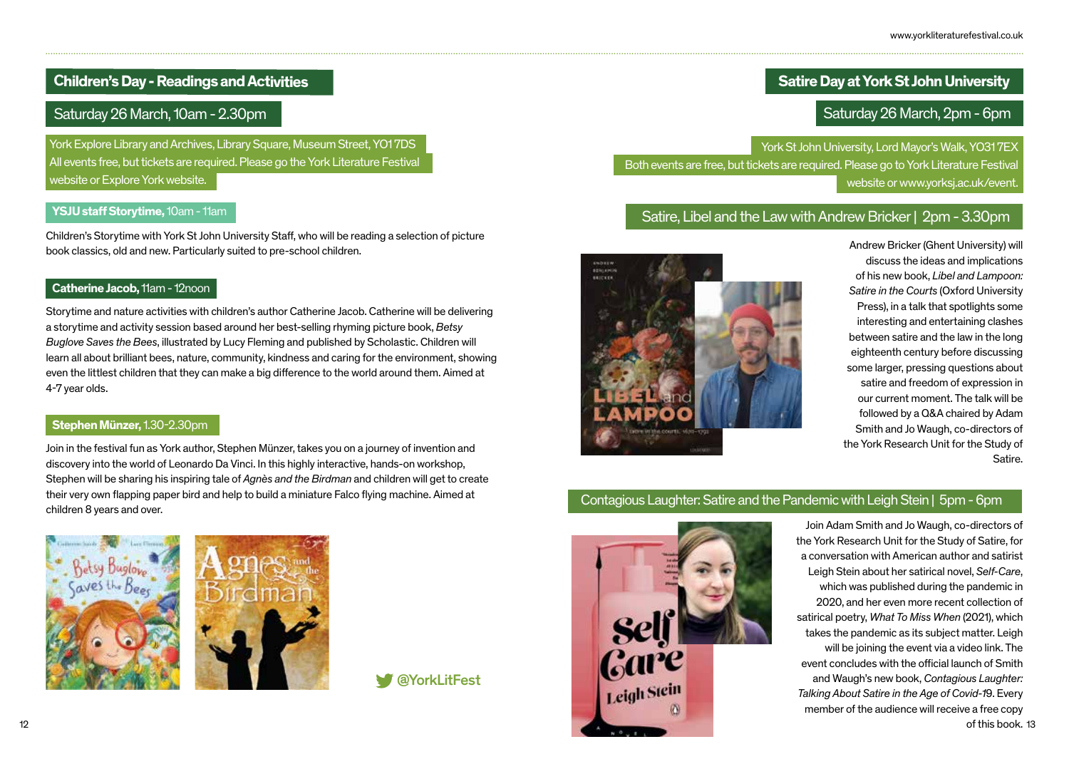## Children's Day - Readings and Activities

### Saturday 26 March, 10am - 2.30pm

York Explore Library and Archives, Library Square, Museum Street, YO1 7DS
All events free, but tickets are required. Please go the York Literature Festival website or Explore York website.

#### **YSJU staff Storytime,** 10am - 11am

Children's Storytime with York St John University Staff, who will be reading a selection of picture book classics, old and new. Particularly suited to pre-school children.

#### **Catherine Jacob,** 11am - 12noon

Storytime and nature activities with children's author Catherine Jacob. Catherine will be delivering a storytime and activity session based around her best-selling rhyming picture book, *Betsy Buglove Saves the Bees*, illustrated by Lucy Fleming and published by Scholastic. Children will learn all about brilliant bees, nature, community, kindness and caring for the environment, showing even the littlest children that they can make a big difference to the world around them. Aimed at 4-7 year olds.

#### **Stephen Münzer,** 1.30-2.30pm

Join in the festival fun as York author, Stephen Münzer, takes you on a journey of invention and discovery into the world of Leonardo Da Vinci. In this highly interactive, hands-on workshop, Stephen will be sharing his inspiring tale of *Agnès and the Birdman* and children will get to create their very own flapping paper bird and help to build a miniature Falco flying machine. Aimed at children 8 years and over.

@YorkLitFest

## Satire Day at York St John University

### Saturday 26 March, 2pm - 6pm

York St John University, Lord Mayor's Walk, YO31 7EX
Both events are free, but tickets are required. Please go to York Literature Festival website or www.yorksj.ac.uk/event.

#### Satire, Libel and the Law with Andrew Bricker | 2pm - 3.30pm

Andrew Bricker (Ghent University) will discuss the ideas and implications of his new book, *Libel and Lampoon: Satire in the Courts* (Oxford University Press), in a talk that spotlights some interesting and entertaining clashes between satire and the law in the long eighteenth century before discussing some larger, pressing questions about satire and freedom of expression in our current moment. The talk will be followed by a Q&A chaired by Adam Smith and Jo Waugh, co-directors of the York Research Unit for the Study of Satire.

#### Contagious Laughter: Satire and the Pandemic with Leigh Stein | 5pm - 6pm

Join Adam Smith and Jo Waugh, co-directors of the York Research Unit for the Study of Satire, for a conversation with American author and satirist Leigh Stein about her satirical novel, *Self-Care*, which was published during the pandemic in 2020, and her even more recent collection of satirical poetry, *What To Miss When* (2021), which takes the pandemic as its subject matter. Leigh will be joining the event via a video link. The event concludes with the official launch of Smith and Waugh's new book, *Contagious Laughter: Talking About Satire in the Age of Covid-19*. Every member of the audience will receive a free copy of this book.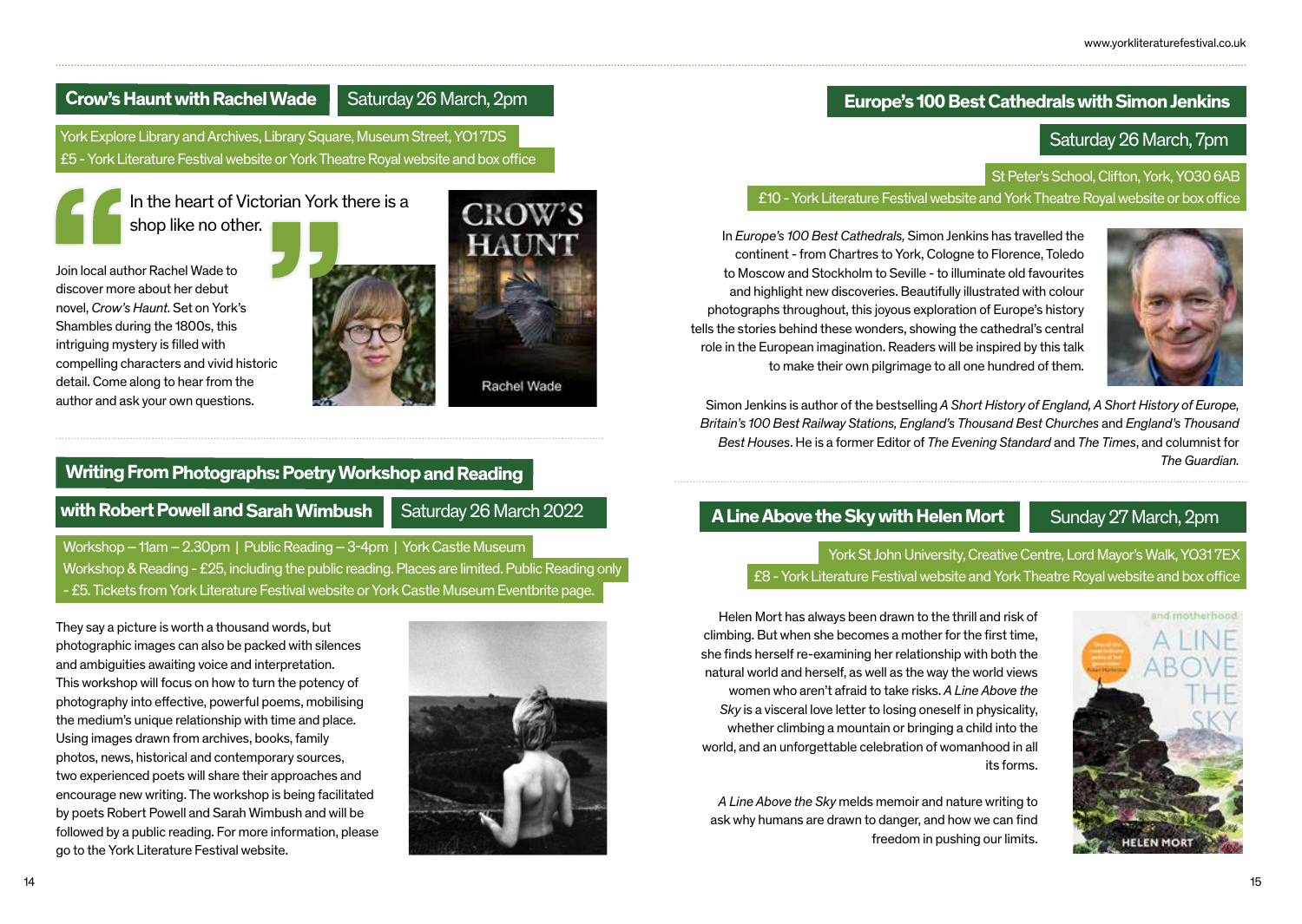## Crow's Haunt with Rachel Wade

Saturday 26 March, 2pm

York Explore Library and Archives, Library Square, Museum Street, YO1 7DS
£5 - York Literature Festival website or York Theatre Royal website and box office

> In the heart of Victorian York there is a shop like no other.

Join local author Rachel Wade to discover more about her debut novel, *Crow's Haunt*. Set on York's Shambles during the 1800s, this intriguing mystery is filled with compelling characters and vivid historic detail. Come along to hear from the author and ask your own questions.

## Writing From Photographs: Poetry Workshop and Reading with Robert Powell and Sarah Wimbush

Saturday 26 March 2022

Workshop – 11am – 2.30pm | Public Reading – 3-4pm | York Castle Museum
Workshop & Reading - £25, including the public reading. Places are limited. Public Reading only - £5. Tickets from York Literature Festival website or York Castle Museum Eventbrite page.

They say a picture is worth a thousand words, but photographic images can also be packed with silences and ambiguities awaiting voice and interpretation. This workshop will focus on how to turn the potency of photography into effective, powerful poems, mobilising the medium's unique relationship with time and place. Using images drawn from archives, books, family photos, news, historical and contemporary sources, two experienced poets will share their approaches and encourage new writing. The workshop is being facilitated by poets Robert Powell and Sarah Wimbush and will be followed by a public reading. For more information, please go to the York Literature Festival website.

## Europe's 100 Best Cathedrals with Simon Jenkins

Saturday 26 March, 7pm

St Peter's School, Clifton, York, YO30 6AB
£10 - York Literature Festival website and York Theatre Royal website or box office

In *Europe's 100 Best Cathedrals,* Simon Jenkins has travelled the continent - from Chartres to York, Cologne to Florence, Toledo to Moscow and Stockholm to Seville - to illuminate old favourites and highlight new discoveries. Beautifully illustrated with colour photographs throughout, this joyous exploration of Europe's history tells the stories behind these wonders, showing the cathedral's central role in the European imagination. Readers will be inspired by this talk to make their own pilgrimage to all one hundred of them.

Simon Jenkins is author of the bestselling *A Short History of England, A Short History of Europe, Britain's 100 Best Railway Stations, England's Thousand Best Churches* and *England's Thousand Best Houses*. He is a former Editor of *The Evening Standard* and *The Times*, and columnist for *The Guardian.*

## A Line Above the Sky with Helen Mort

Sunday 27 March, 2pm

York St John University, Creative Centre, Lord Mayor's Walk, YO31 7EX
£8 - York Literature Festival website and York Theatre Royal website and box office

Helen Mort has always been drawn to the thrill and risk of climbing. But when she becomes a mother for the first time, she finds herself re-examining her relationship with both the natural world and herself, as well as the way the world views women who aren't afraid to take risks. *A Line Above the Sky* is a visceral love letter to losing oneself in physicality, whether climbing a mountain or bringing a child into the world, and an unforgettable celebration of womanhood in all its forms.

*A Line Above the Sky* melds memoir and nature writing to ask why humans are drawn to danger, and how we can find freedom in pushing our limits.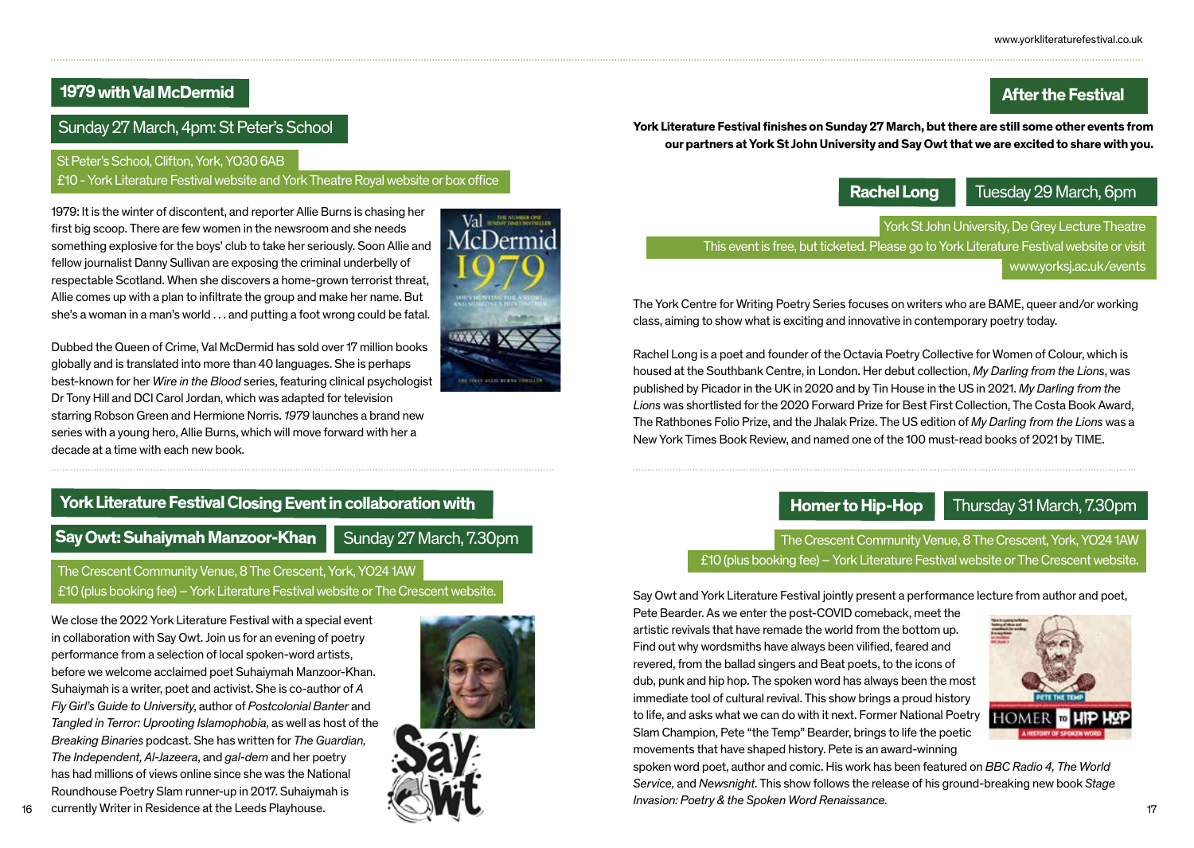## 1979 with Val McDermid

### Sunday 27 March, 4pm: St Peter's School

St Peter's School, Clifton, York, YO30 6AB
£10 - York Literature Festival website and York Theatre Royal website or box office

1979: It is the winter of discontent, and reporter Allie Burns is chasing her first big scoop. There are few women in the newsroom and she needs something explosive for the boys' club to take her seriously. Soon Allie and fellow journalist Danny Sullivan are exposing the criminal underbelly of respectable Scotland. When she discovers a home-grown terrorist threat, Allie comes up with a plan to infiltrate the group and make her name. But she's a woman in a man's world . . . and putting a foot wrong could be fatal.

Dubbed the Queen of Crime, Val McDermid has sold over 17 million books globally and is translated into more than 40 languages. She is perhaps best-known for her *Wire in the Blood* series, featuring clinical psychologist Dr Tony Hill and DCI Carol Jordan, which was adapted for television starring Robson Green and Hermione Norris. *1979* launches a brand new series with a young hero, Allie Burns, which will move forward with her a decade at a time with each new book.

## York Literature Festival Closing Event in collaboration with Say Owt: Suhaiymah Manzoor-Khan

### Sunday 27 March, 7.30pm

The Crescent Community Venue, 8 The Crescent, York, YO24 1AW
£10 (plus booking fee) – York Literature Festival website or The Crescent website.

We close the 2022 York Literature Festival with a special event in collaboration with Say Owt. Join us for an evening of poetry performance from a selection of local spoken-word artists, before we welcome acclaimed poet Suhaiymah Manzoor-Khan. Suhaiymah is a writer, poet and activist. She is co-author of *A Fly Girl's Guide to University*, author of *Postcolonial Banter* and *Tangled in Terror: Uprooting Islamophobia,* as well as host of the *Breaking Binaries* podcast. She has written for *The Guardian, The Independent, Al-Jazeera*, and *gal-dem* and her poetry has had millions of views online since she was the National Roundhouse Poetry Slam runner-up in 2017. Suhaiymah is currently Writer in Residence at the Leeds Playhouse.

## After the Festival

**York Literature Festival finishes on Sunday 27 March, but there are still some other events from our partners at York St John University and Say Owt that we are excited to share with you.**

### Rachel Long — Tuesday 29 March, 6pm

York St John University, De Grey Lecture Theatre
This event is free, but ticketed. Please go to York Literature Festival website or visit www.yorksj.ac.uk/events

The York Centre for Writing Poetry Series focuses on writers who are BAME, queer and/or working class, aiming to show what is exciting and innovative in contemporary poetry today.

Rachel Long is a poet and founder of the Octavia Poetry Collective for Women of Colour, which is housed at the Southbank Centre, in London. Her debut collection, *My Darling from the Lions*, was published by Picador in the UK in 2020 and by Tin House in the US in 2021. *My Darling from the Lions* was shortlisted for the 2020 Forward Prize for Best First Collection, The Costa Book Award, The Rathbones Folio Prize, and the Jhalak Prize. The US edition of *My Darling from the Lions* was a New York Times Book Review, and named one of the 100 must-read books of 2021 by TIME.

### Homer to Hip-Hop — Thursday 31 March, 7.30pm

The Crescent Community Venue, 8 The Crescent, York, YO24 1AW
£10 (plus booking fee) – York Literature Festival website or The Crescent website.

Say Owt and York Literature Festival jointly present a performance lecture from author and poet, Pete Bearder. As we enter the post-COVID comeback, meet the artistic revivals that have remade the world from the bottom up. Find out why wordsmiths have always been vilified, feared and revered, from the ballad singers and Beat poets, to the icons of dub, punk and hip hop. The spoken word has always been the most immediate tool of cultural revival. This show brings a proud history to life, and asks what we can do with it next. Former National Poetry Slam Champion, Pete "the Temp" Bearder, brings to life the poetic movements that have shaped history. Pete is an award-winning spoken word poet, author and comic. His work has been featured on *BBC Radio 4, The World Service,* and *Newsnight*. This show follows the release of his ground-breaking new book *Stage Invasion: Poetry & the Spoken Word Renaissance.*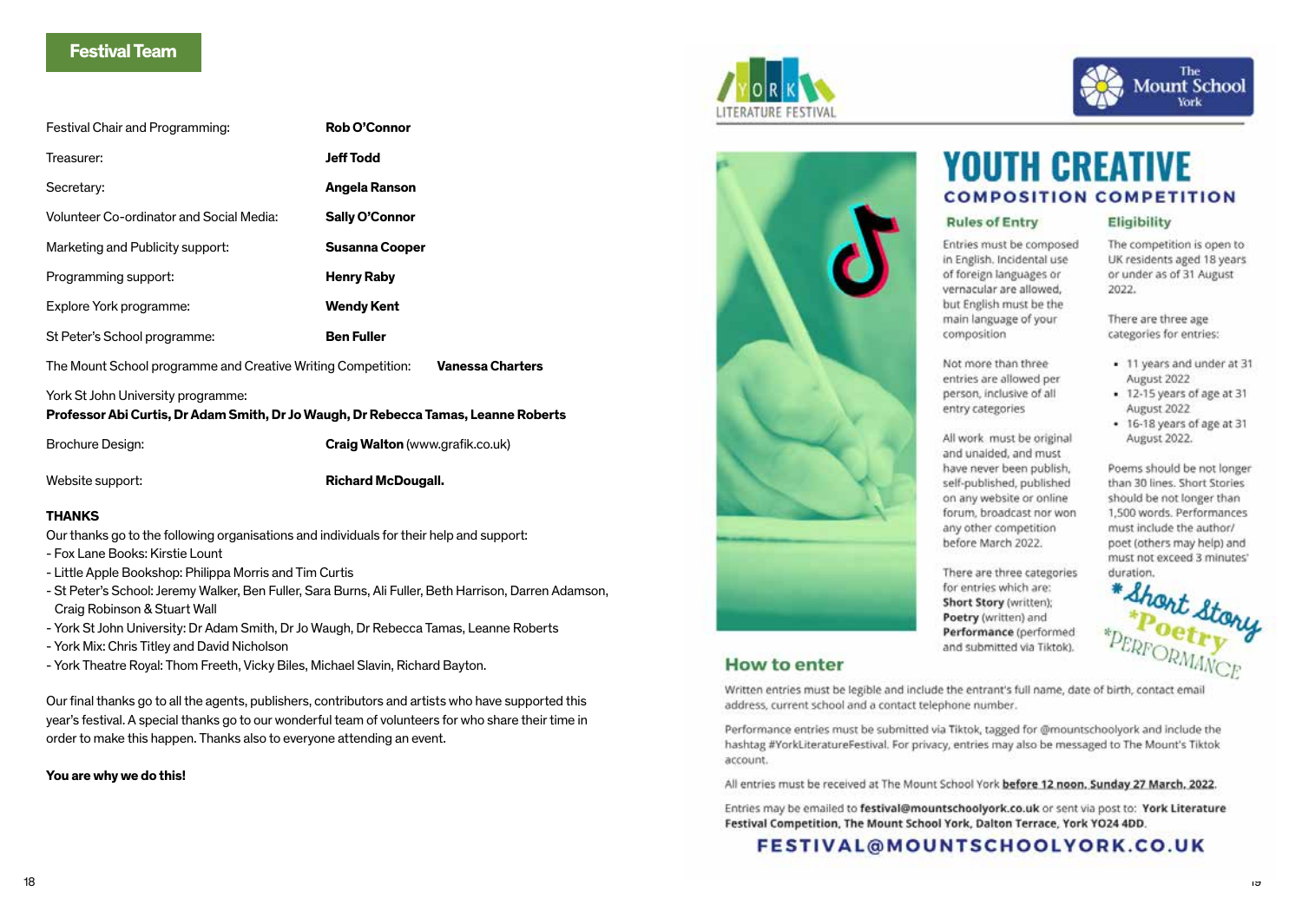## Festival Team

| | |
|---|---|
| Festival Chair and Programming: | **Rob O'Connor** |
| Treasurer: | **Jeff Todd** |
| Secretary: | **Angela Ranson** |
| Volunteer Co-ordinator and Social Media: | **Sally O'Connor** |
| Marketing and Publicity support: | **Susanna Cooper** |
| Programming support: | **Henry Raby** |
| Explore York programme: | **Wendy Kent** |
| St Peter's School programme: | **Ben Fuller** |
| The Mount School programme and Creative Writing Competition: | **Vanessa Charters** |

York St John University programme:
**Professor Abi Curtis, Dr Adam Smith, Dr Jo Waugh, Dr Rebecca Tamas, Leanne Roberts**

| | |
|---|---|
| Brochure Design: | **Craig Walton** (www.grafik.co.uk) |
| Website support: | **Richard McDougall.** |

**THANKS**

Our thanks go to the following organisations and individuals for their help and support:

- Fox Lane Books: Kirstie Lount
- Little Apple Bookshop: Philippa Morris and Tim Curtis
- St Peter's School: Jeremy Walker, Ben Fuller, Sara Burns, Ali Fuller, Beth Harrison, Darren Adamson, Craig Robinson & Stuart Wall
- York St John University: Dr Adam Smith, Dr Jo Waugh, Dr Rebecca Tamas, Leanne Roberts
- York Mix: Chris Titley and David Nicholson
- York Theatre Royal: Thom Freeth, Vicky Biles, Michael Slavin, Richard Bayton.

Our final thanks go to all the agents, publishers, contributors and artists who have supported this year's festival. A special thanks go to our wonderful team of volunteers for who share their time in order to make this happen. Thanks also to everyone attending an event.

**You are why we do this!**

YORK LITERATURE FESTIVAL

The Mount School York

# YOUTH CREATIVE
## COMPOSITION COMPETITION

### Rules of Entry

Entries must be composed in English. Incidental use of foreign languages or vernacular are allowed, but English must be the main language of your composition

Not more than three entries are allowed per person, inclusive of all entry categories

All work must be original and unaided, and must have never been publish, self-published, published on any website or online forum, broadcast nor won any other competition before March 2022.

There are three categories for entries which are: **Short Story** (written); **Poetry** (written) and **Performance** (performed and submitted via Tiktok).

### Eligibility

The competition is open to UK residents aged 18 years or under as of 31 August 2022.

There are three age categories for entries:

- 11 years and under at 31 August 2022
- 12-15 years of age at 31 August 2022
- 16-18 years of age at 31 August 2022.

Poems should be not longer than 30 lines. Short Stories should be not longer than 1,500 words. Performances must include the author/poet (others may help) and must not exceed 3 minutes' duration.

*Short Story
*Poetry
*PERFORMANCE

### How to enter

Written entries must be legible and include the entrant's full name, date of birth, contact email address, current school and a contact telephone number.

Performance entries must be submitted via Tiktok, tagged for @mountschoolyork and include the hashtag #YorkLiteratureFestival. For privacy, entries may also be messaged to The Mount's Tiktok account.

All entries must be received at The Mount School York **before 12 noon, Sunday 27 March, 2022**.

Entries may be emailed to **festival@mountschoolyork.co.uk** or sent via post to: **York Literature Festival Competition, The Mount School York, Dalton Terrace, York YO24 4DD.**

**FESTIVAL@MOUNTSCHOOLYORK.CO.UK**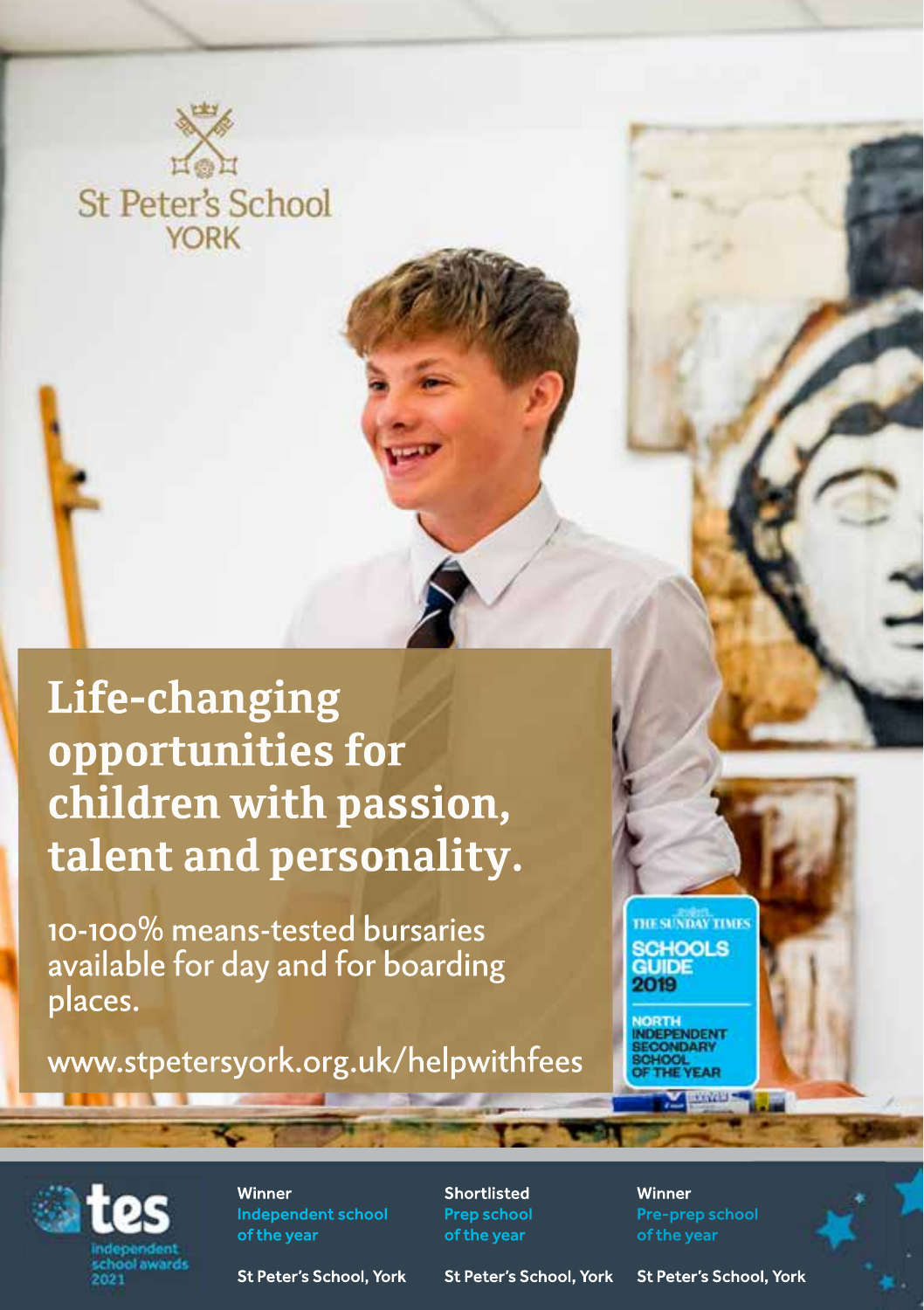St Peter's School
YORK

# Life-changing opportunities for children with passion, talent and personality.

10-100% means-tested bursaries available for day and for boarding places.

www.stpetersyork.org.uk/helpwithfees

THE SUNDAY TIMES
SCHOOLS GUIDE 2019
NORTH INDEPENDENT SECONDARY SCHOOL OF THE YEAR

tes independent school awards 2021

**Winner**
Independent school of the year
St Peter's School, York

**Shortlisted**
Prep school of the year
St Peter's School, York

**Winner**
Pre-prep school of the year
St Peter's School, York